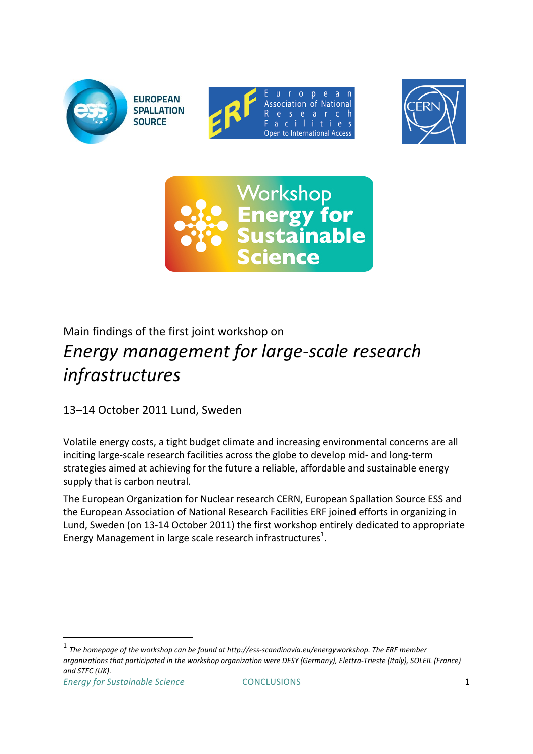Main findings of the first joint workshop on

# *Energy management for large-scale research infrastructures*

13–14 October 2011 Lund, Sweden

Volatile energy costs, a tight budget climate and increasing environmental concerns are all inciting large-scale research facilities across the globe to develop mid- and long-term strategies aimed at achieving for the future a reliable, affordable and sustainable energy supply that is carbon neutral.

The European Organization for Nuclear research CERN, European Spallation Source ESS and the European Association of National Research Facilities ERF joined efforts in organizing in Lund, Sweden (on 13-14 October 2011) the first workshop entirely dedicated to appropriate Energy Management in large scale research infrastructures[1].

---

[1] *The homepage of the workshop can be found at http://ess-scandinavia.eu/energyworkshop. The ERF member organizations that participated in the workshop organization were DESY (Germany), Elettra-Trieste (Italy), SOLEIL (France) and STFC (UK).*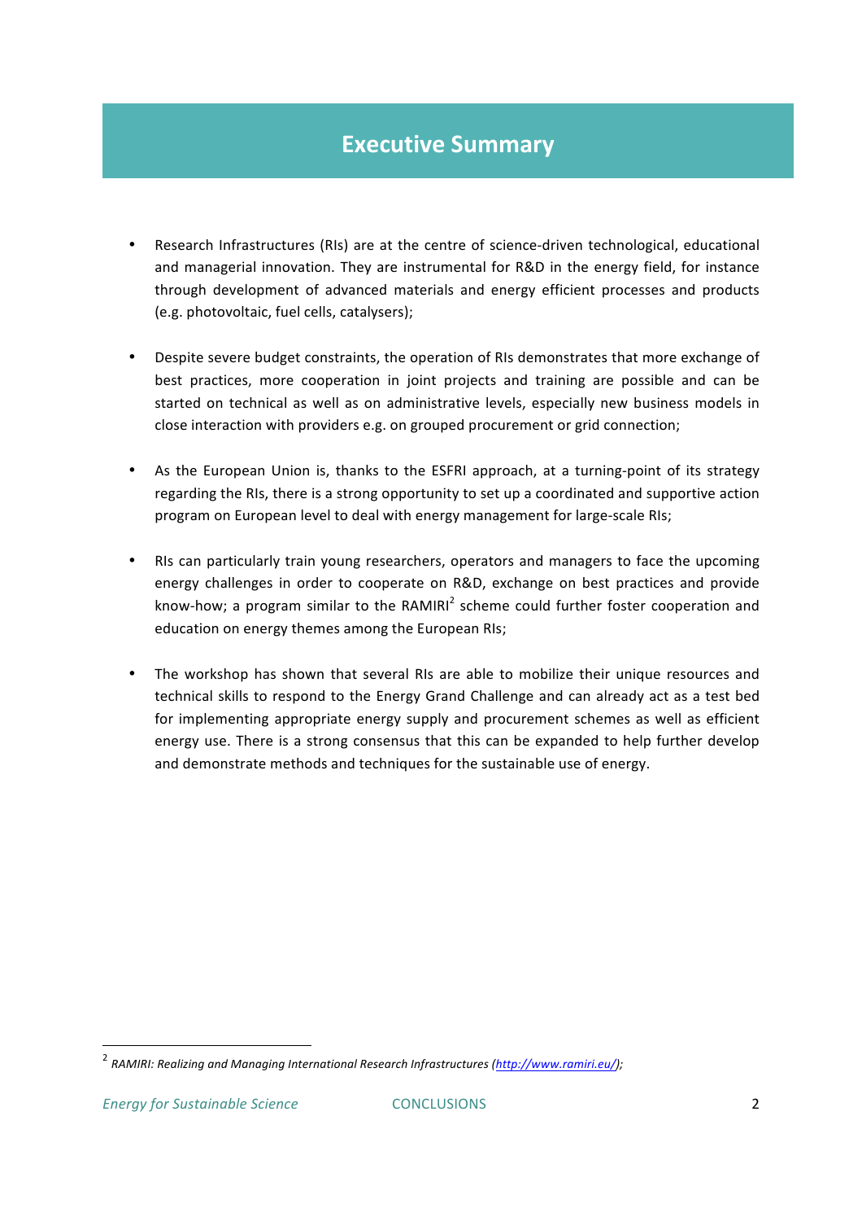# Executive Summary

- Research Infrastructures (RIs) are at the centre of science-driven technological, educational and managerial innovation. They are instrumental for R&D in the energy field, for instance through development of advanced materials and energy efficient processes and products (e.g. photovoltaic, fuel cells, catalysers);

- Despite severe budget constraints, the operation of RIs demonstrates that more exchange of best practices, more cooperation in joint projects and training are possible and can be started on technical as well as on administrative levels, especially new business models in close interaction with providers e.g. on grouped procurement or grid connection;

- As the European Union is, thanks to the ESFRI approach, at a turning-point of its strategy regarding the RIs, there is a strong opportunity to set up a coordinated and supportive action program on European level to deal with energy management for large-scale RIs;

- RIs can particularly train young researchers, operators and managers to face the upcoming energy challenges in order to cooperate on R&D, exchange on best practices and provide know-how; a program similar to the RAMIRI[2] scheme could further foster cooperation and education on energy themes among the European RIs;

- The workshop has shown that several RIs are able to mobilize their unique resources and technical skills to respond to the Energy Grand Challenge and can already act as a test bed for implementing appropriate energy supply and procurement schemes as well as efficient energy use. There is a strong consensus that this can be expanded to help further develop and demonstrate methods and techniques for the sustainable use of energy.

---

[2] *RAMIRI: Realizing and Managing International Research Infrastructures (http://www.ramiri.eu/);*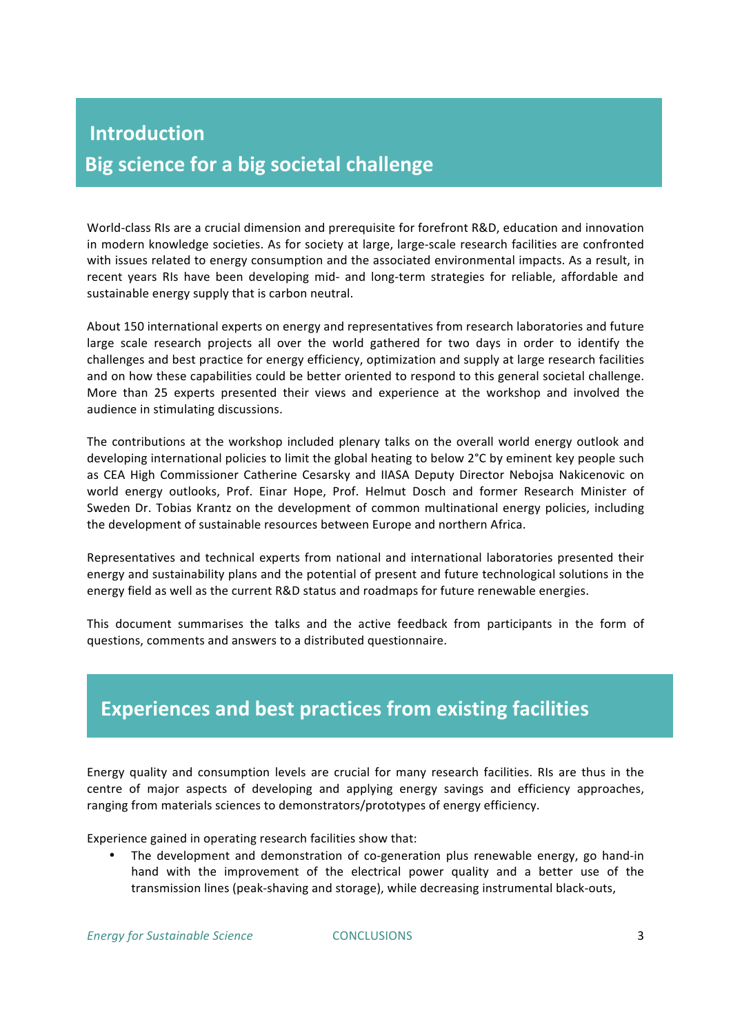# Introduction
## Big science for a big societal challenge

World-class RIs are a crucial dimension and prerequisite for forefront R&D, education and innovation in modern knowledge societies. As for society at large, large-scale research facilities are confronted with issues related to energy consumption and the associated environmental impacts. As a result, in recent years RIs have been developing mid- and long-term strategies for reliable, affordable and sustainable energy supply that is carbon neutral.

About 150 international experts on energy and representatives from research laboratories and future large scale research projects all over the world gathered for two days in order to identify the challenges and best practice for energy efficiency, optimization and supply at large research facilities and on how these capabilities could be better oriented to respond to this general societal challenge. More than 25 experts presented their views and experience at the workshop and involved the audience in stimulating discussions.

The contributions at the workshop included plenary talks on the overall world energy outlook and developing international policies to limit the global heating to below 2°C by eminent key people such as CEA High Commissioner Catherine Cesarsky and IIASA Deputy Director Nebojsa Nakicenovic on world energy outlooks, Prof. Einar Hope, Prof. Helmut Dosch and former Research Minister of Sweden Dr. Tobias Krantz on the development of common multinational energy policies, including the development of sustainable resources between Europe and northern Africa.

Representatives and technical experts from national and international laboratories presented their energy and sustainability plans and the potential of present and future technological solutions in the energy field as well as the current R&D status and roadmaps for future renewable energies.

This document summarises the talks and the active feedback from participants in the form of questions, comments and answers to a distributed questionnaire.

# Experiences and best practices from existing facilities

Energy quality and consumption levels are crucial for many research facilities. RIs are thus in the centre of major aspects of developing and applying energy savings and efficiency approaches, ranging from materials sciences to demonstrators/prototypes of energy efficiency.

Experience gained in operating research facilities show that:

- The development and demonstration of co-generation plus renewable energy, go hand-in hand with the improvement of the electrical power quality and a better use of the transmission lines (peak-shaving and storage), while decreasing instrumental black-outs,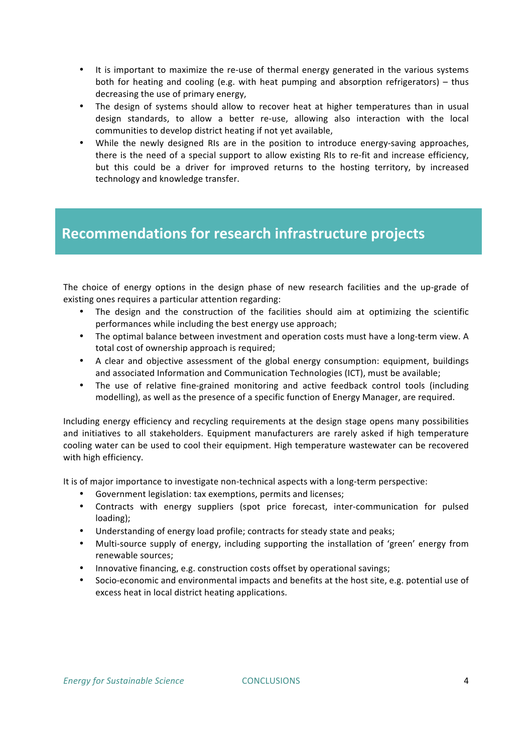- It is important to maximize the re-use of thermal energy generated in the various systems both for heating and cooling (e.g. with heat pumping and absorption refrigerators) – thus decreasing the use of primary energy,
- The design of systems should allow to recover heat at higher temperatures than in usual design standards, to allow a better re-use, allowing also interaction with the local communities to develop district heating if not yet available,
- While the newly designed RIs are in the position to introduce energy-saving approaches, there is the need of a special support to allow existing RIs to re-fit and increase efficiency, but this could be a driver for improved returns to the hosting territory, by increased technology and knowledge transfer.

## Recommendations for research infrastructure projects

The choice of energy options in the design phase of new research facilities and the up-grade of existing ones requires a particular attention regarding:

- The design and the construction of the facilities should aim at optimizing the scientific performances while including the best energy use approach;
- The optimal balance between investment and operation costs must have a long-term view. A total cost of ownership approach is required;
- A clear and objective assessment of the global energy consumption: equipment, buildings and associated Information and Communication Technologies (ICT), must be available;
- The use of relative fine-grained monitoring and active feedback control tools (including modelling), as well as the presence of a specific function of Energy Manager, are required.

Including energy efficiency and recycling requirements at the design stage opens many possibilities and initiatives to all stakeholders. Equipment manufacturers are rarely asked if high temperature cooling water can be used to cool their equipment. High temperature wastewater can be recovered with high efficiency.

It is of major importance to investigate non-technical aspects with a long-term perspective:

- Government legislation: tax exemptions, permits and licenses;
- Contracts with energy suppliers (spot price forecast, inter-communication for pulsed loading);
- Understanding of energy load profile; contracts for steady state and peaks;
- Multi-source supply of energy, including supporting the installation of 'green' energy from renewable sources;
- Innovative financing, e.g. construction costs offset by operational savings;
- Socio-economic and environmental impacts and benefits at the host site, e.g. potential use of excess heat in local district heating applications.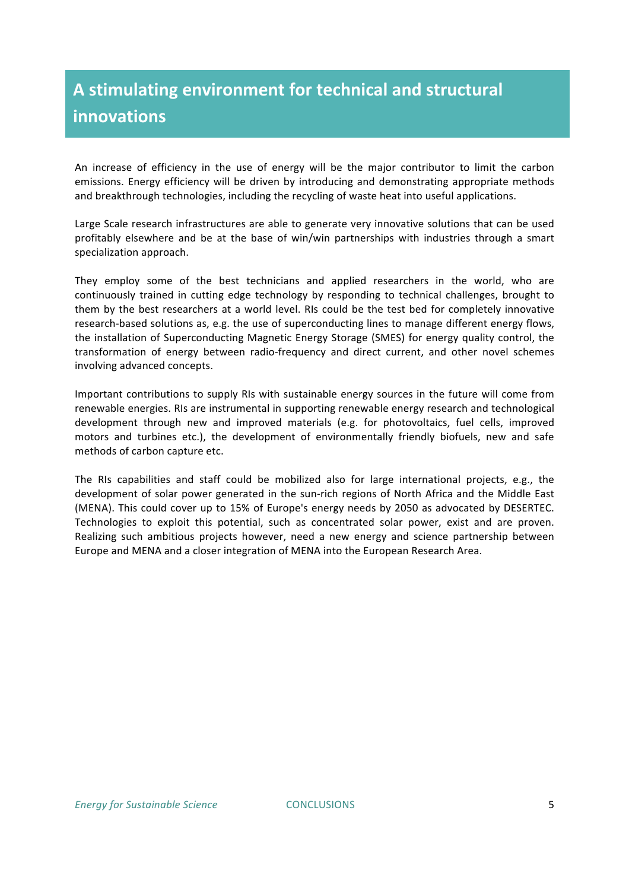# A stimulating environment for technical and structural innovations

An increase of efficiency in the use of energy will be the major contributor to limit the carbon emissions. Energy efficiency will be driven by introducing and demonstrating appropriate methods and breakthrough technologies, including the recycling of waste heat into useful applications.

Large Scale research infrastructures are able to generate very innovative solutions that can be used profitably elsewhere and be at the base of win/win partnerships with industries through a smart specialization approach.

They employ some of the best technicians and applied researchers in the world, who are continuously trained in cutting edge technology by responding to technical challenges, brought to them by the best researchers at a world level. RIs could be the test bed for completely innovative research-based solutions as, e.g. the use of superconducting lines to manage different energy flows, the installation of Superconducting Magnetic Energy Storage (SMES) for energy quality control, the transformation of energy between radio-frequency and direct current, and other novel schemes involving advanced concepts.

Important contributions to supply RIs with sustainable energy sources in the future will come from renewable energies. RIs are instrumental in supporting renewable energy research and technological development through new and improved materials (e.g. for photovoltaics, fuel cells, improved motors and turbines etc.), the development of environmentally friendly biofuels, new and safe methods of carbon capture etc.

The RIs capabilities and staff could be mobilized also for large international projects, e.g., the development of solar power generated in the sun-rich regions of North Africa and the Middle East (MENA). This could cover up to 15% of Europe's energy needs by 2050 as advocated by DESERTEC. Technologies to exploit this potential, such as concentrated solar power, exist and are proven. Realizing such ambitious projects however, need a new energy and science partnership between Europe and MENA and a closer integration of MENA into the European Research Area.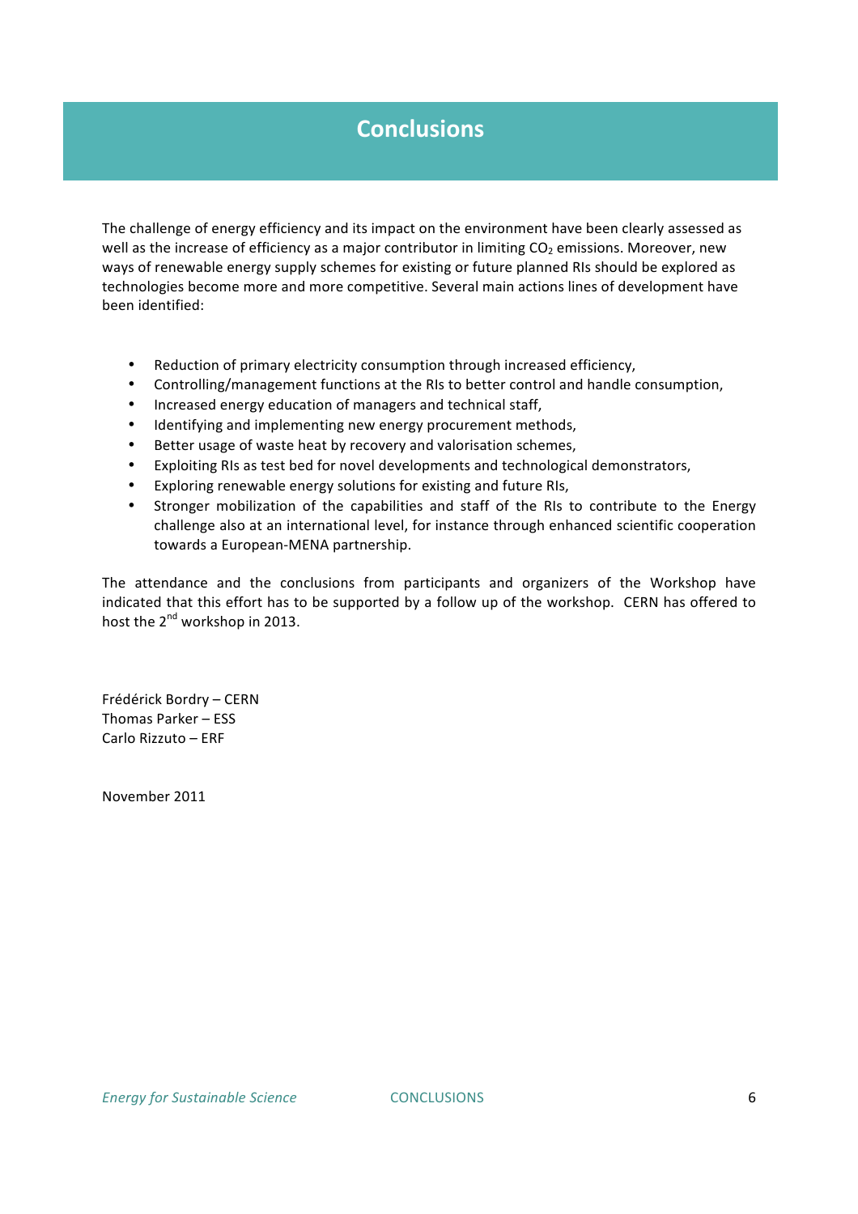# Conclusions

The challenge of energy efficiency and its impact on the environment have been clearly assessed as well as the increase of efficiency as a major contributor in limiting $CO_2$ emissions. Moreover, new ways of renewable energy supply schemes for existing or future planned RIs should be explored as technologies become more and more competitive. Several main actions lines of development have been identified:

- Reduction of primary electricity consumption through increased efficiency,
- Controlling/management functions at the RIs to better control and handle consumption,
- Increased energy education of managers and technical staff,
- Identifying and implementing new energy procurement methods,
- Better usage of waste heat by recovery and valorisation schemes,
- Exploiting RIs as test bed for novel developments and technological demonstrators,
- Exploring renewable energy solutions for existing and future RIs,
- Stronger mobilization of the capabilities and staff of the RIs to contribute to the Energy challenge also at an international level, for instance through enhanced scientific cooperation towards a European-MENA partnership.

The attendance and the conclusions from participants and organizers of the Workshop have indicated that this effort has to be supported by a follow up of the workshop. CERN has offered to host the 2nd workshop in 2013.

Frédérick Bordry – CERN
Thomas Parker – ESS
Carlo Rizzuto – ERF

November 2011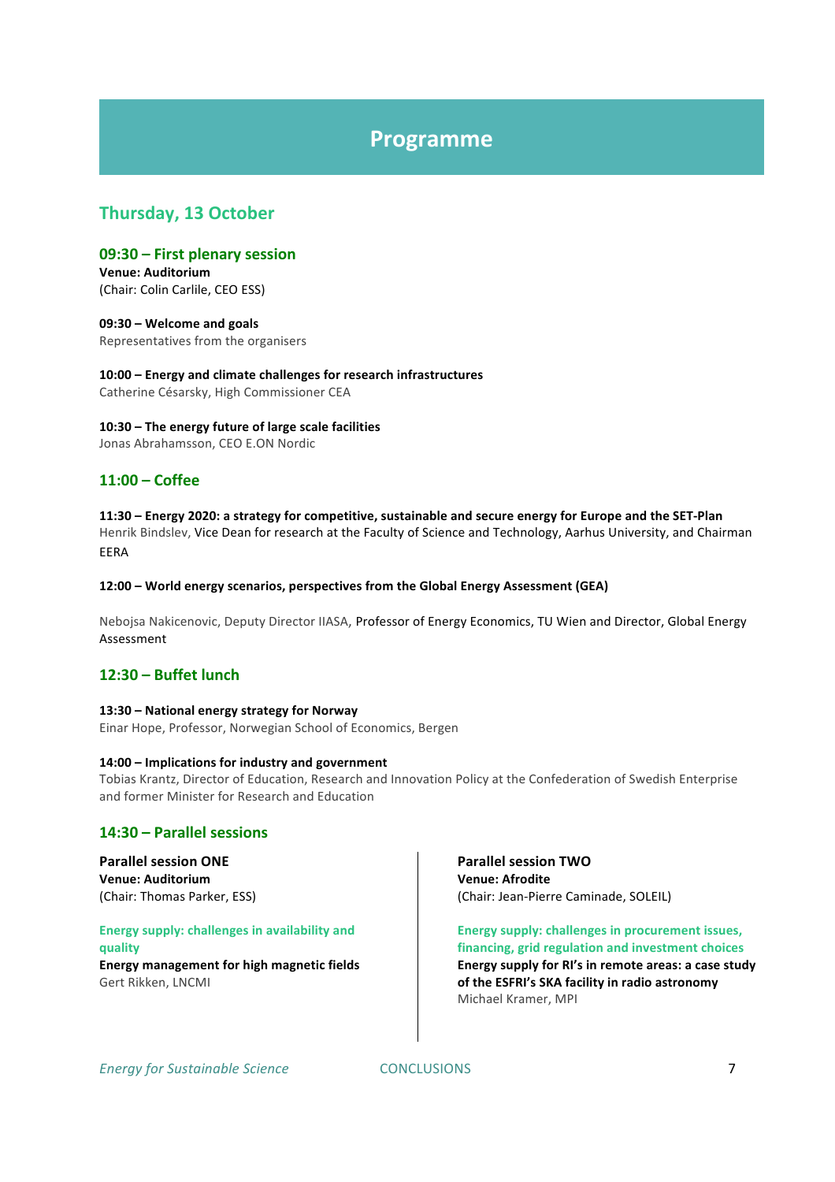# Programme

## Thursday, 13 October

### 09:30 – First plenary session

**Venue: Auditorium**
(Chair: Colin Carlile, CEO ESS)

**09:30 – Welcome and goals**
Representatives from the organisers

**10:00 – Energy and climate challenges for research infrastructures**
Catherine Césarsky, High Commissioner CEA

**10:30 – The energy future of large scale facilities**
Jonas Abrahamsson, CEO E.ON Nordic

### 11:00 – Coffee

**11:30 – Energy 2020: a strategy for competitive, sustainable and secure energy for Europe and the SET-Plan**
Henrik Bindslev, Vice Dean for research at the Faculty of Science and Technology, Aarhus University, and Chairman EERA

**12:00 – World energy scenarios, perspectives from the Global Energy Assessment (GEA)**

Nebojsa Nakicenovic, Deputy Director IIASA, Professor of Energy Economics, TU Wien and Director, Global Energy Assessment

### 12:30 – Buffet lunch

**13:30 – National energy strategy for Norway**
Einar Hope, Professor, Norwegian School of Economics, Bergen

**14:00 – Implications for industry and government**
Tobias Krantz, Director of Education, Research and Innovation Policy at the Confederation of Swedish Enterprise and former Minister for Research and Education

### 14:30 – Parallel sessions

**Parallel session ONE**
**Venue: Auditorium**
(Chair: Thomas Parker, ESS)

**Energy supply: challenges in availability and quality**

**Energy management for high magnetic fields**
Gert Rikken, LNCMI

**Parallel session TWO**
**Venue: Afrodite**
(Chair: Jean-Pierre Caminade, SOLEIL)

**Energy supply: challenges in procurement issues, financing, grid regulation and investment choices**

**Energy supply for RI's in remote areas: a case study of the ESFRI's SKA facility in radio astronomy**
Michael Kramer, MPI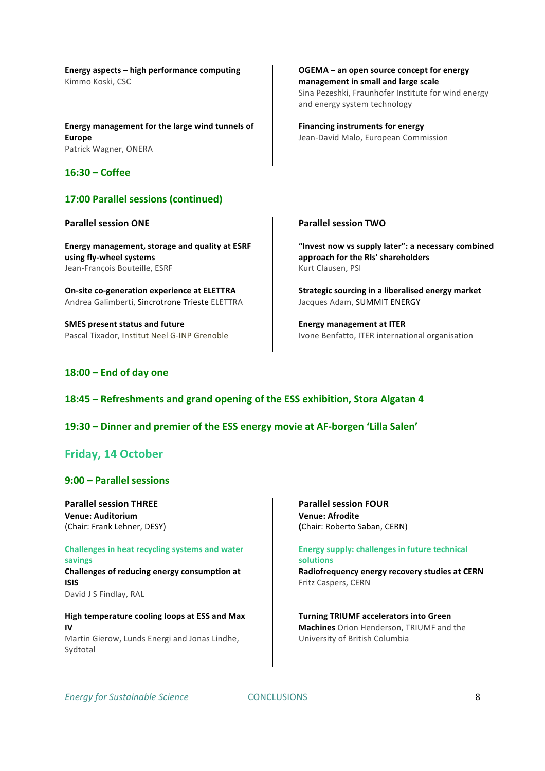**Energy aspects – high performance computing**
Kimmo Koski, CSC

**Energy management for the large wind tunnels of Europe**
Patrick Wagner, ONERA

**OGEMA – an open source concept for energy management in small and large scale**
Sina Pezeshki, Fraunhofer Institute for wind energy and energy system technology

**Financing instruments for energy**
Jean-David Malo, European Commission

### 16:30 – Coffee

### 17:00 Parallel sessions (continued)

**Parallel session ONE**

**Energy management, storage and quality at ESRF using fly-wheel systems**
Jean-François Bouteille, ESRF

**On-site co-generation experience at ELETTRA**
Andrea Galimberti, Sincrotrone Trieste ELETTRA

**SMES present status and future**
Pascal Tixador, Institut Neel G-INP Grenoble

**Parallel session TWO**

**"Invest now vs supply later": a necessary combined approach for the RIs' shareholders**
Kurt Clausen, PSI

**Strategic sourcing in a liberalised energy market**
Jacques Adam, SUMMIT ENERGY

**Energy management at ITER**
Ivone Benfatto, ITER international organisation

### 18:00 – End of day one

### 18:45 – Refreshments and grand opening of the ESS exhibition, Stora Algatan 4

### 19:30 – Dinner and premier of the ESS energy movie at AF-borgen 'Lilla Salen'

## Friday, 14 October

### 9:00 – Parallel sessions

**Parallel session THREE**
**Venue: Auditorium**
(Chair: Frank Lehner, DESY)

**Challenges in heat recycling systems and water savings**

**Challenges of reducing energy consumption at ISIS**
David J S Findlay, RAL

**High temperature cooling loops at ESS and Max IV**
Martin Gierow, Lunds Energi and Jonas Lindhe, Sydtotal

**Parallel session FOUR**
**Venue: Afrodite**
**(**Chair: Roberto Saban, CERN)

**Energy supply: challenges in future technical solutions**

**Radiofrequency energy recovery studies at CERN**
Fritz Caspers, CERN

**Turning TRIUMF accelerators into Green Machines** Orion Henderson, TRIUMF and the University of British Columbia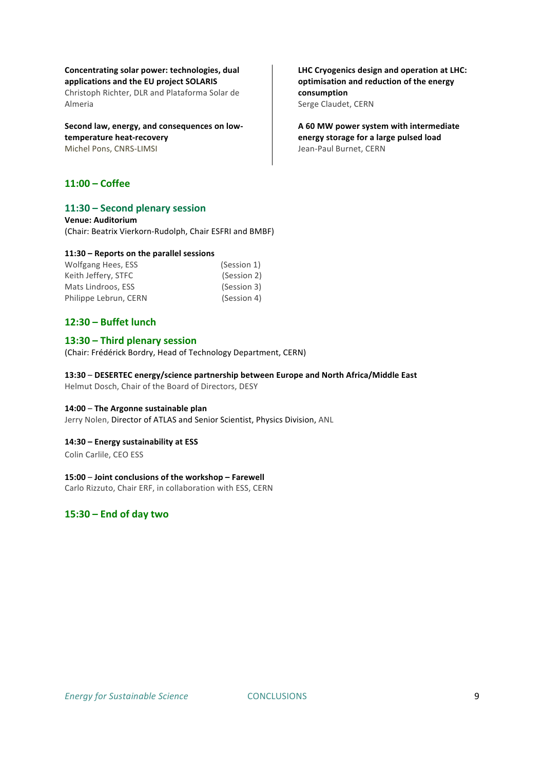**Concentrating solar power: technologies, dual applications and the EU project SOLARIS**
Christoph Richter, DLR and Plataforma Solar de Almeria

**Second law, energy, and consequences on low-temperature heat-recovery**
Michel Pons, CNRS-LIMSI

**LHC Cryogenics design and operation at LHC: optimisation and reduction of the energy consumption**
Serge Claudet, CERN

**A 60 MW power system with intermediate energy storage for a large pulsed load**
Jean-Paul Burnet, CERN

## 11:00 – Coffee

## 11:30 – Second plenary session

**Venue: Auditorium**
(Chair: Beatrix Vierkorn-Rudolph, Chair ESFRI and BMBF)

**11:30 – Reports on the parallel sessions**

| | |
|---|---|
| Wolfgang Hees, ESS | (Session 1) |
| Keith Jeffery, STFC | (Session 2) |
| Mats Lindroos, ESS | (Session 3) |
| Philippe Lebrun, CERN | (Session 4) |

## 12:30 – Buffet lunch

## 13:30 – Third plenary session

(Chair: Frédérick Bordry, Head of Technology Department, CERN)

**13:30** – **DESERTEC energy/science partnership between Europe and North Africa/Middle East**
Helmut Dosch, Chair of the Board of Directors, DESY

**14:00** – **The Argonne sustainable plan**
Jerry Nolen, Director of ATLAS and Senior Scientist, Physics Division, ANL

**14:30 – Energy sustainability at ESS**
Colin Carlile, CEO ESS

**15:00** – **Joint conclusions of the workshop – Farewell**
Carlo Rizzuto, Chair ERF, in collaboration with ESS, CERN

## 15:30 – End of day two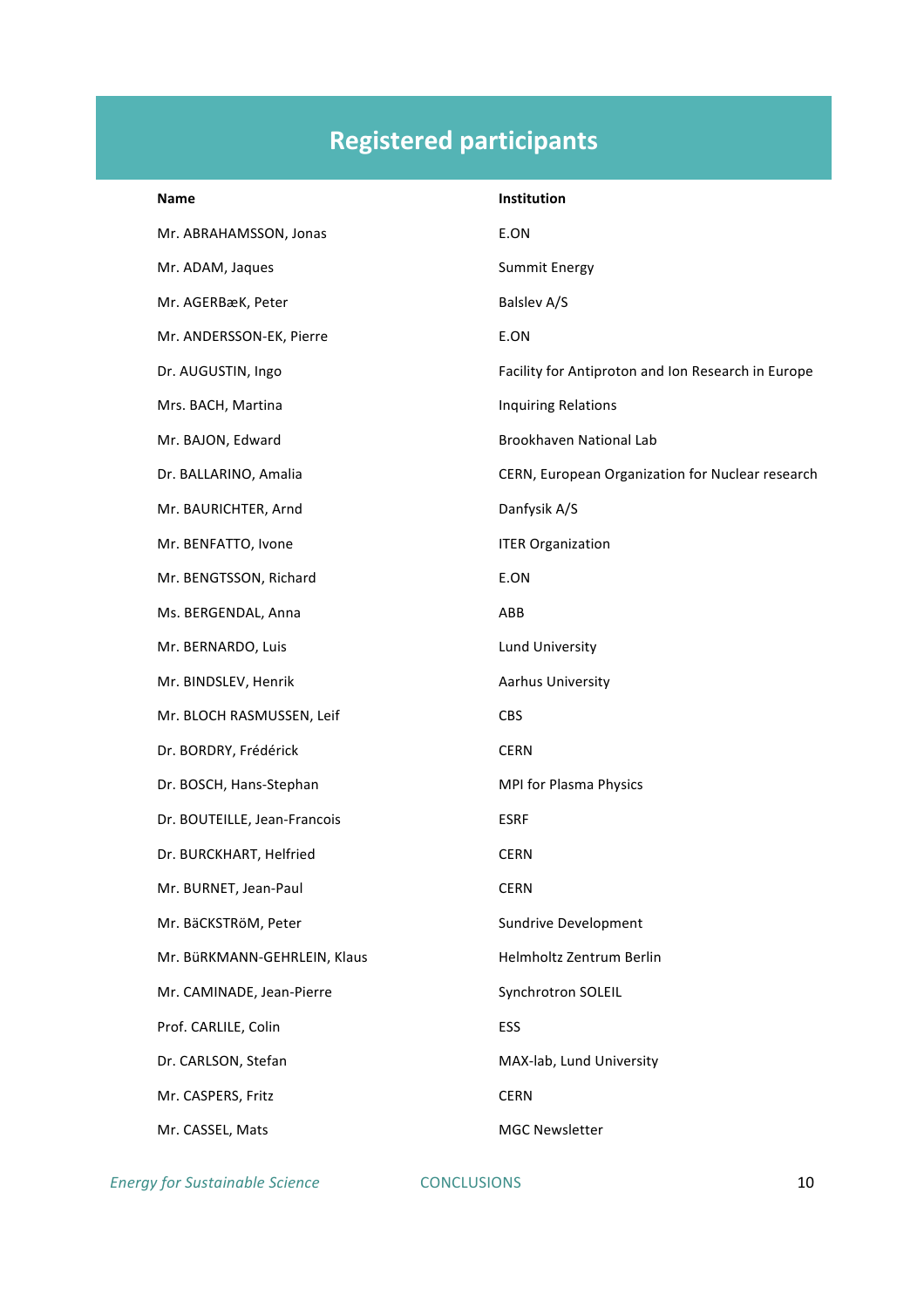# Registered participants

| Name | Institution |
|---|---|
| Mr. ABRAHAMSSON, Jonas | E.ON |
| Mr. ADAM, Jaques | Summit Energy |
| Mr. AGERBæK, Peter | Balslev A/S |
| Mr. ANDERSSON-EK, Pierre | E.ON |
| Dr. AUGUSTIN, Ingo | Facility for Antiproton and Ion Research in Europe |
| Mrs. BACH, Martina | Inquiring Relations |
| Mr. BAJON, Edward | Brookhaven National Lab |
| Dr. BALLARINO, Amalia | CERN, European Organization for Nuclear research |
| Mr. BAURICHTER, Arnd | Danfysik A/S |
| Mr. BENFATTO, Ivone | ITER Organization |
| Mr. BENGTSSON, Richard | E.ON |
| Ms. BERGENDAL, Anna | ABB |
| Mr. BERNARDO, Luis | Lund University |
| Mr. BINDSLEV, Henrik | Aarhus University |
| Mr. BLOCH RASMUSSEN, Leif | CBS |
| Dr. BORDRY, Frédérick | CERN |
| Dr. BOSCH, Hans-Stephan | MPI for Plasma Physics |
| Dr. BOUTEILLE, Jean-Francois | ESRF |
| Dr. BURCKHART, Helfried | CERN |
| Mr. BURNET, Jean-Paul | CERN |
| Mr. BäCKSTRöM, Peter | Sundrive Development |
| Mr. BüRKMANN-GEHRLEIN, Klaus | Helmholtz Zentrum Berlin |
| Mr. CAMINADE, Jean-Pierre | Synchrotron SOLEIL |
| Prof. CARLILE, Colin | ESS |
| Dr. CARLSON, Stefan | MAX-lab, Lund University |
| Mr. CASPERS, Fritz | CERN |
| Mr. CASSEL, Mats | MGC Newsletter |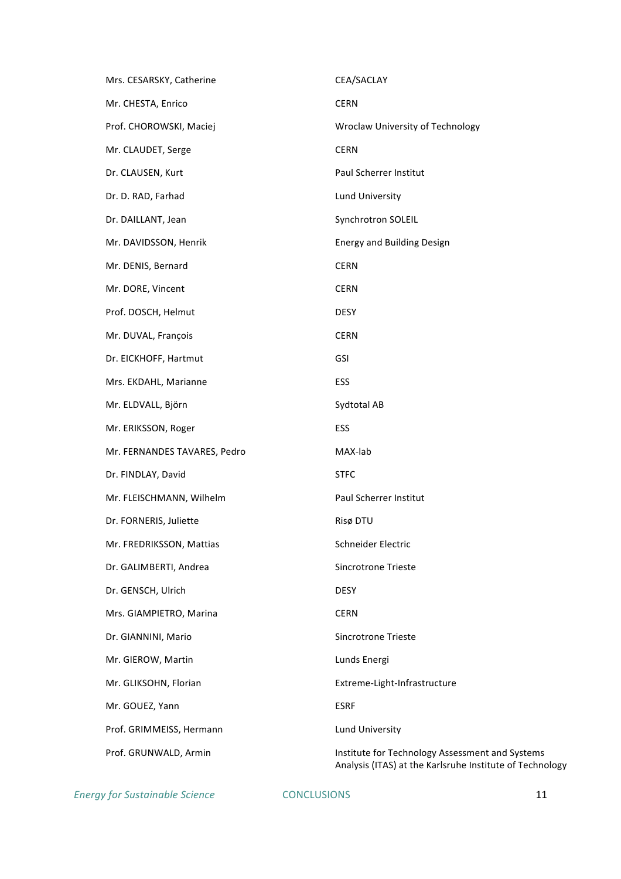| | |
|---|---|
| Mrs. CESARSKY, Catherine | CEA/SACLAY |
| Mr. CHESTA, Enrico | CERN |
| Prof. CHOROWSKI, Maciej | Wroclaw University of Technology |
| Mr. CLAUDET, Serge | CERN |
| Dr. CLAUSEN, Kurt | Paul Scherrer Institut |
| Dr. D. RAD, Farhad | Lund University |
| Dr. DAILLANT, Jean | Synchrotron SOLEIL |
| Mr. DAVIDSSON, Henrik | Energy and Building Design |
| Mr. DENIS, Bernard | CERN |
| Mr. DORE, Vincent | CERN |
| Prof. DOSCH, Helmut | DESY |
| Mr. DUVAL, François | CERN |
| Dr. EICKHOFF, Hartmut | GSI |
| Mrs. EKDAHL, Marianne | ESS |
| Mr. ELDVALL, Björn | Sydtotal AB |
| Mr. ERIKSSON, Roger | ESS |
| Mr. FERNANDES TAVARES, Pedro | MAX-lab |
| Dr. FINDLAY, David | STFC |
| Mr. FLEISCHMANN, Wilhelm | Paul Scherrer Institut |
| Dr. FORNERIS, Juliette | Risø DTU |
| Mr. FREDRIKSSON, Mattias | Schneider Electric |
| Dr. GALIMBERTI, Andrea | Sincrotrone Trieste |
| Dr. GENSCH, Ulrich | DESY |
| Mrs. GIAMPIETRO, Marina | CERN |
| Dr. GIANNINI, Mario | Sincrotrone Trieste |
| Mr. GIEROW, Martin | Lunds Energi |
| Mr. GLIKSOHN, Florian | Extreme-Light-Infrastructure |
| Mr. GOUEZ, Yann | ESRF |
| Prof. GRIMMEISS, Hermann | Lund University |
| Prof. GRUNWALD, Armin | Institute for Technology Assessment and Systems Analysis (ITAS) at the Karlsruhe Institute of Technology |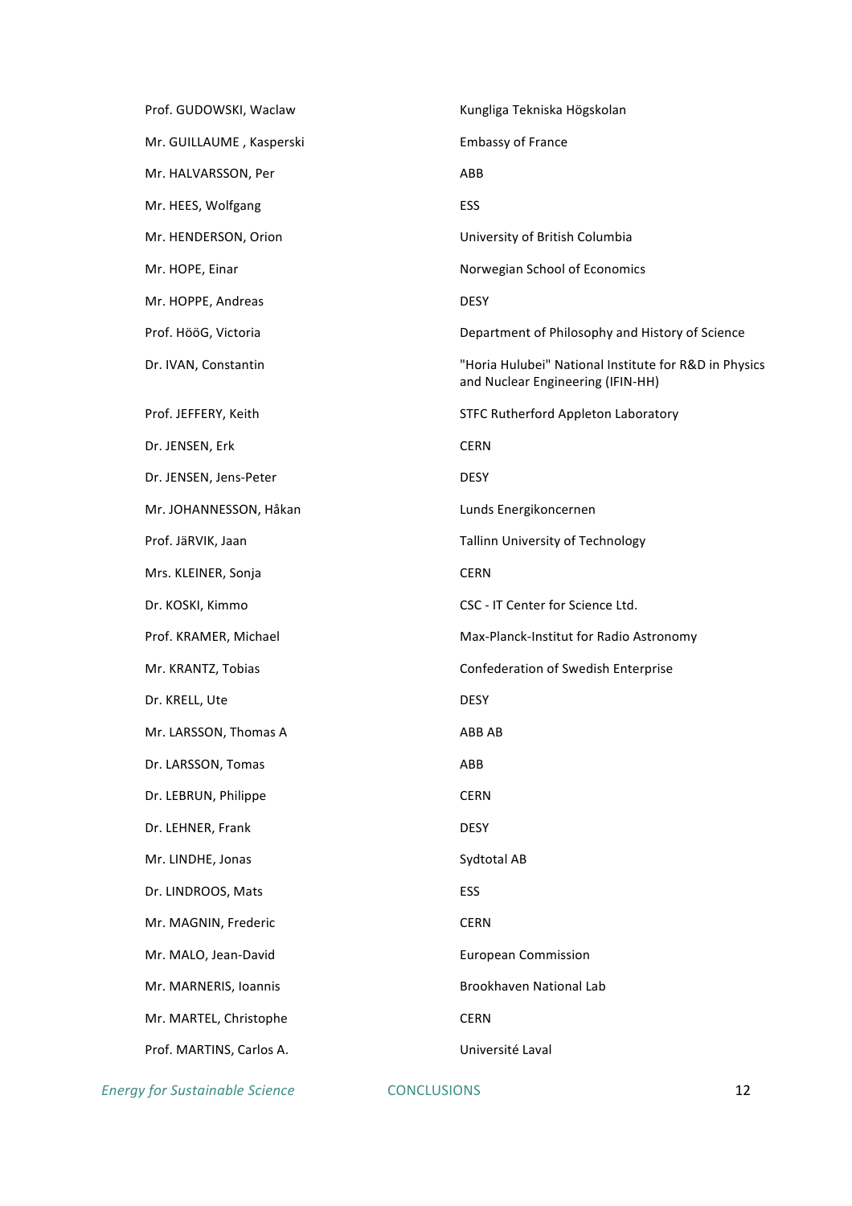| | |
|---|---|
| Prof. GUDOWSKI, Waclaw | Kungliga Tekniska Högskolan |
| Mr. GUILLAUME , Kasperski | Embassy of France |
| Mr. HALVARSSON, Per | ABB |
| Mr. HEES, Wolfgang | ESS |
| Mr. HENDERSON, Orion | University of British Columbia |
| Mr. HOPE, Einar | Norwegian School of Economics |
| Mr. HOPPE, Andreas | DESY |
| Prof. HööG, Victoria | Department of Philosophy and History of Science |
| Dr. IVAN, Constantin | "Horia Hulubei" National Institute for R&D in Physics and Nuclear Engineering (IFIN-HH) |
| Prof. JEFFERY, Keith | STFC Rutherford Appleton Laboratory |
| Dr. JENSEN, Erk | CERN |
| Dr. JENSEN, Jens-Peter | DESY |
| Mr. JOHANNESSON, Håkan | Lunds Energikoncernen |
| Prof. JäRVIK, Jaan | Tallinn University of Technology |
| Mrs. KLEINER, Sonja | CERN |
| Dr. KOSKI, Kimmo | CSC - IT Center for Science Ltd. |
| Prof. KRAMER, Michael | Max-Planck-Institut for Radio Astronomy |
| Mr. KRANTZ, Tobias | Confederation of Swedish Enterprise |
| Dr. KRELL, Ute | DESY |
| Mr. LARSSON, Thomas A | ABB AB |
| Dr. LARSSON, Tomas | ABB |
| Dr. LEBRUN, Philippe | CERN |
| Dr. LEHNER, Frank | DESY |
| Mr. LINDHE, Jonas | Sydtotal AB |
| Dr. LINDROOS, Mats | ESS |
| Mr. MAGNIN, Frederic | CERN |
| Mr. MALO, Jean-David | European Commission |
| Mr. MARNERIS, Ioannis | Brookhaven National Lab |
| Mr. MARTEL, Christophe | CERN |
| Prof. MARTINS, Carlos A. | Université Laval |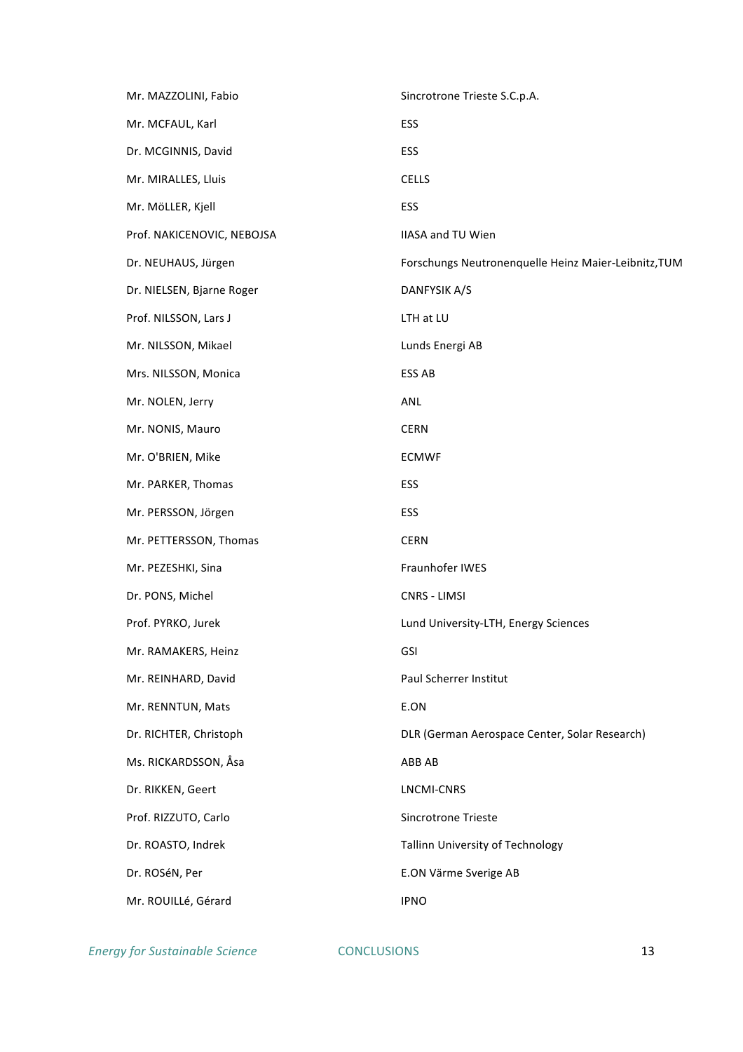| | |
|---|---|
| Mr. MAZZOLINI, Fabio | Sincrotrone Trieste S.C.p.A. |
| Mr. MCFAUL, Karl | ESS |
| Dr. MCGINNIS, David | ESS |
| Mr. MIRALLES, Lluis | CELLS |
| Mr. MöLLER, Kjell | ESS |
| Prof. NAKICENOVIC, NEBOJSA | IIASA and TU Wien |
| Dr. NEUHAUS, Jürgen | Forschungs Neutronenquelle Heinz Maier-Leibnitz,TUM |
| Dr. NIELSEN, Bjarne Roger | DANFYSIK A/S |
| Prof. NILSSON, Lars J | LTH at LU |
| Mr. NILSSON, Mikael | Lunds Energi AB |
| Mrs. NILSSON, Monica | ESS AB |
| Mr. NOLEN, Jerry | ANL |
| Mr. NONIS, Mauro | CERN |
| Mr. O'BRIEN, Mike | ECMWF |
| Mr. PARKER, Thomas | ESS |
| Mr. PERSSON, Jörgen | ESS |
| Mr. PETTERSSON, Thomas | CERN |
| Mr. PEZESHKI, Sina | Fraunhofer IWES |
| Dr. PONS, Michel | CNRS - LIMSI |
| Prof. PYRKO, Jurek | Lund University-LTH, Energy Sciences |
| Mr. RAMAKERS, Heinz | GSI |
| Mr. REINHARD, David | Paul Scherrer Institut |
| Mr. RENNTUN, Mats | E.ON |
| Dr. RICHTER, Christoph | DLR (German Aerospace Center, Solar Research) |
| Ms. RICKARDSSON, Åsa | ABB AB |
| Dr. RIKKEN, Geert | LNCMI-CNRS |
| Prof. RIZZUTO, Carlo | Sincrotrone Trieste |
| Dr. ROASTO, Indrek | Tallinn University of Technology |
| Dr. ROSéN, Per | E.ON Värme Sverige AB |
| Mr. ROUILLé, Gérard | IPNO |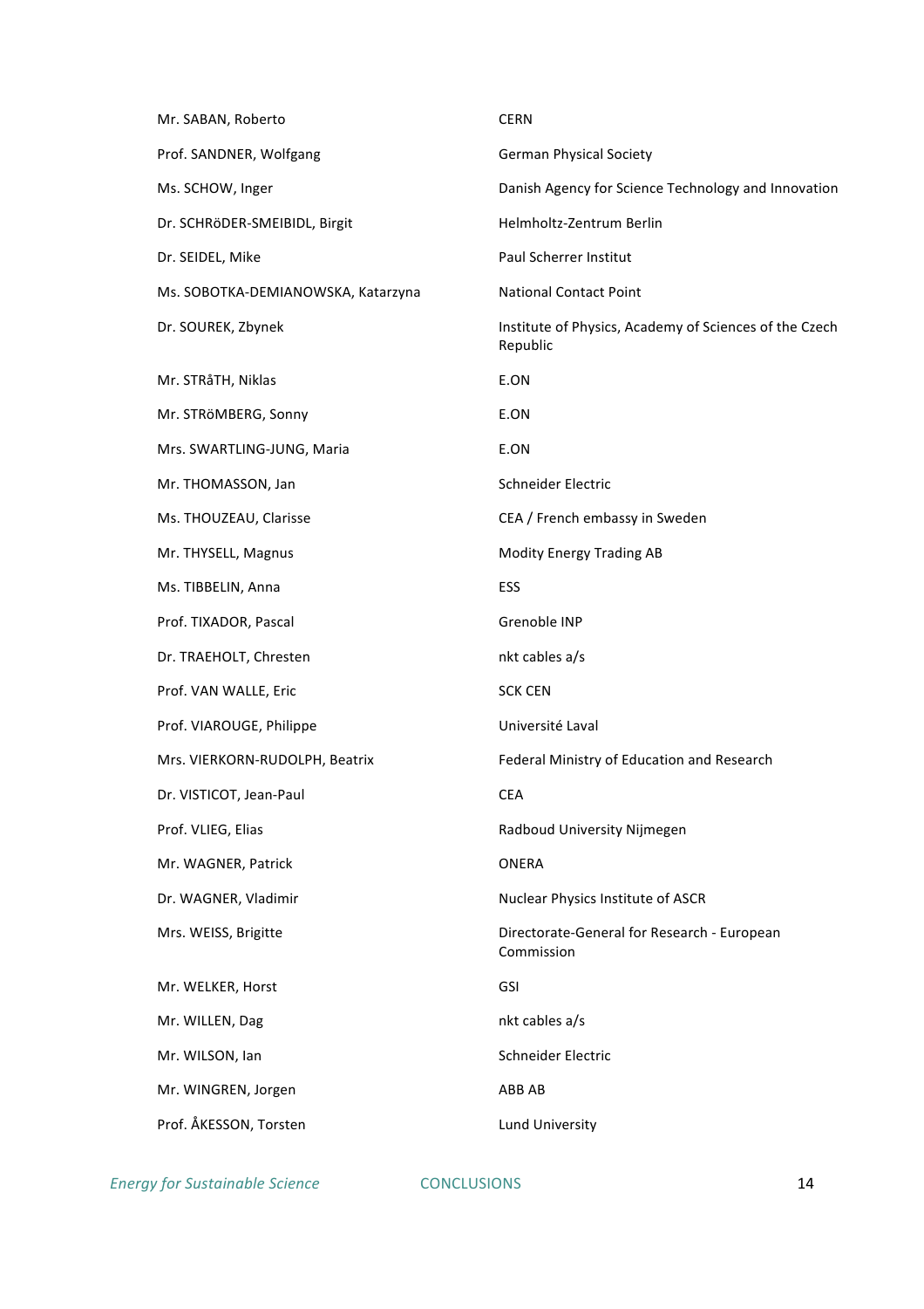| | |
|---|---|
| Mr. SABAN, Roberto | CERN |
| Prof. SANDNER, Wolfgang | German Physical Society |
| Ms. SCHOW, Inger | Danish Agency for Science Technology and Innovation |
| Dr. SCHRöDER-SMEIBIDL, Birgit | Helmholtz-Zentrum Berlin |
| Dr. SEIDEL, Mike | Paul Scherrer Institut |
| Ms. SOBOTKA-DEMIANOWSKA, Katarzyna | National Contact Point |
| Dr. SOUREK, Zbynek | Institute of Physics, Academy of Sciences of the Czech Republic |
| Mr. STRåTH, Niklas | E.ON |
| Mr. STRöMBERG, Sonny | E.ON |
| Mrs. SWARTLING-JUNG, Maria | E.ON |
| Mr. THOMASSON, Jan | Schneider Electric |
| Ms. THOUZEAU, Clarisse | CEA / French embassy in Sweden |
| Mr. THYSELL, Magnus | Modity Energy Trading AB |
| Ms. TIBBELIN, Anna | ESS |
| Prof. TIXADOR, Pascal | Grenoble INP |
| Dr. TRAEHOLT, Chresten | nkt cables a/s |
| Prof. VAN WALLE, Eric | SCK CEN |
| Prof. VIAROUGE, Philippe | Université Laval |
| Mrs. VIERKORN-RUDOLPH, Beatrix | Federal Ministry of Education and Research |
| Dr. VISTICOT, Jean-Paul | CEA |
| Prof. VLIEG, Elias | Radboud University Nijmegen |
| Mr. WAGNER, Patrick | ONERA |
| Dr. WAGNER, Vladimir | Nuclear Physics Institute of ASCR |
| Mrs. WEISS, Brigitte | Directorate-General for Research - European Commission |
| Mr. WELKER, Horst | GSI |
| Mr. WILLEN, Dag | nkt cables a/s |
| Mr. WILSON, Ian | Schneider Electric |
| Mr. WINGREN, Jorgen | ABB AB |
| Prof. ÅKESSON, Torsten | Lund University |